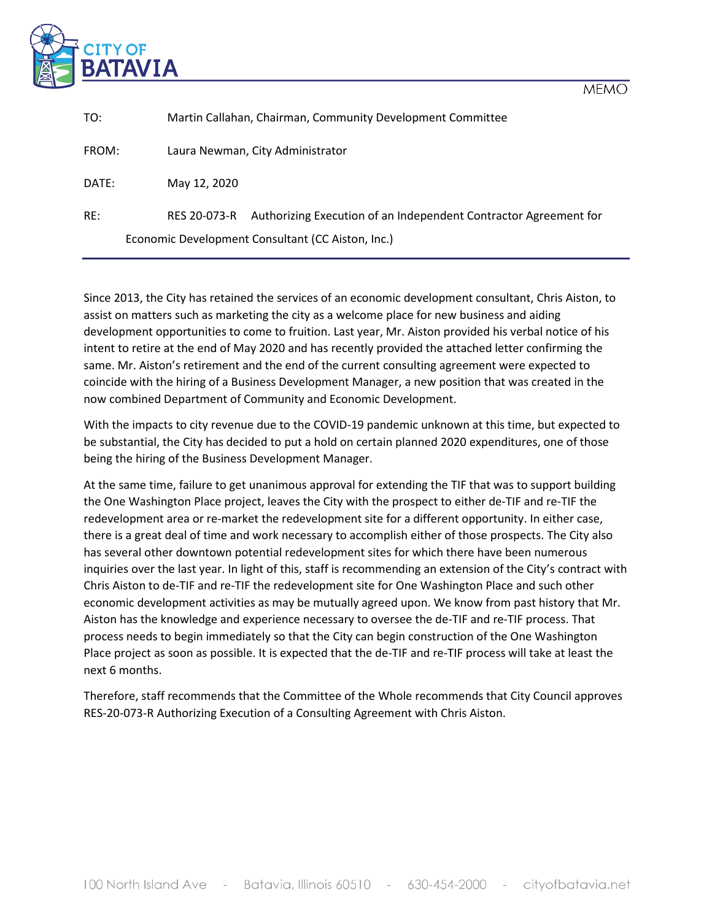CITY OF BATAVIA

MEMO

TO: Martin Callahan, Chairman, Community Development Committee

FROM: Laura Newman, City Administrator

DATE: May 12, 2020

RE: RES 20-073-R Authorizing Execution of an Independent Contractor Agreement for Economic Development Consultant (CC Aiston, Inc.)

---

Since 2013, the City has retained the services of an economic development consultant, Chris Aiston, to assist on matters such as marketing the city as a welcome place for new business and aiding development opportunities to come to fruition. Last year, Mr. Aiston provided his verbal notice of his intent to retire at the end of May 2020 and has recently provided the attached letter confirming the same. Mr. Aiston's retirement and the end of the current consulting agreement were expected to coincide with the hiring of a Business Development Manager, a new position that was created in the now combined Department of Community and Economic Development.

With the impacts to city revenue due to the COVID-19 pandemic unknown at this time, but expected to be substantial, the City has decided to put a hold on certain planned 2020 expenditures, one of those being the hiring of the Business Development Manager.

At the same time, failure to get unanimous approval for extending the TIF that was to support building the One Washington Place project, leaves the City with the prospect to either de-TIF and re-TIF the redevelopment area or re-market the redevelopment site for a different opportunity. In either case, there is a great deal of time and work necessary to accomplish either of those prospects. The City also has several other downtown potential redevelopment sites for which there have been numerous inquiries over the last year. In light of this, staff is recommending an extension of the City's contract with Chris Aiston to de-TIF and re-TIF the redevelopment site for One Washington Place and such other economic development activities as may be mutually agreed upon. We know from past history that Mr. Aiston has the knowledge and experience necessary to oversee the de-TIF and re-TIF process. That process needs to begin immediately so that the City can begin construction of the One Washington Place project as soon as possible. It is expected that the de-TIF and re-TIF process will take at least the next 6 months.

Therefore, staff recommends that the Committee of the Whole recommends that City Council approves RES-20-073-R Authorizing Execution of a Consulting Agreement with Chris Aiston.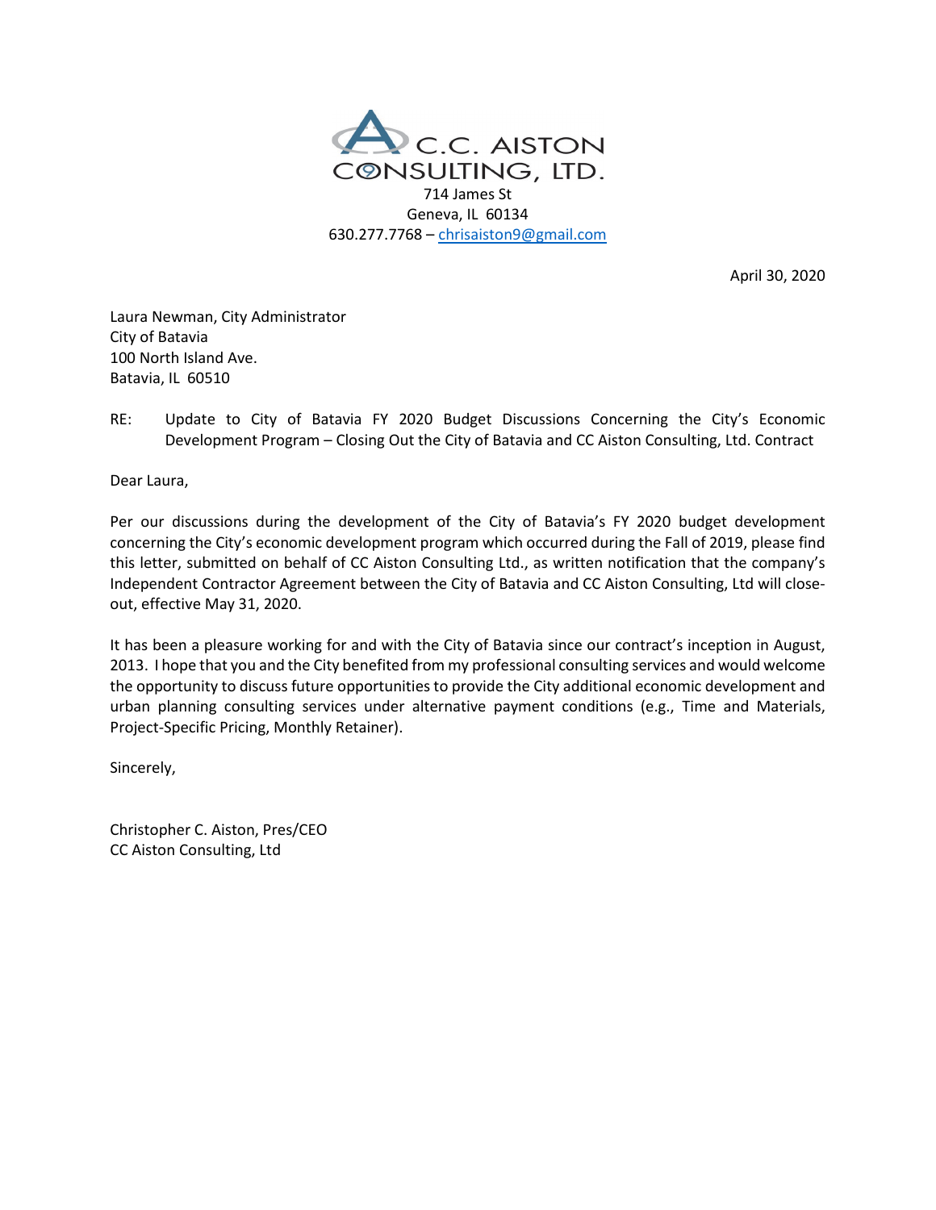C.C. AISTON CONSULTING, LTD.

714 James St
Geneva, IL 60134
630.277.7768 – chrisaiston9@gmail.com

April 30, 2020

Laura Newman, City Administrator
City of Batavia
100 North Island Ave.
Batavia, IL 60510

RE: Update to City of Batavia FY 2020 Budget Discussions Concerning the City's Economic Development Program – Closing Out the City of Batavia and CC Aiston Consulting, Ltd. Contract

Dear Laura,

Per our discussions during the development of the City of Batavia's FY 2020 budget development concerning the City's economic development program which occurred during the Fall of 2019, please find this letter, submitted on behalf of CC Aiston Consulting Ltd., as written notification that the company's Independent Contractor Agreement between the City of Batavia and CC Aiston Consulting, Ltd will close-out, effective May 31, 2020.

It has been a pleasure working for and with the City of Batavia since our contract's inception in August, 2013. I hope that you and the City benefited from my professional consulting services and would welcome the opportunity to discuss future opportunities to provide the City additional economic development and urban planning consulting services under alternative payment conditions (e.g., Time and Materials, Project-Specific Pricing, Monthly Retainer).

Sincerely,

Christopher C. Aiston, Pres/CEO
CC Aiston Consulting, Ltd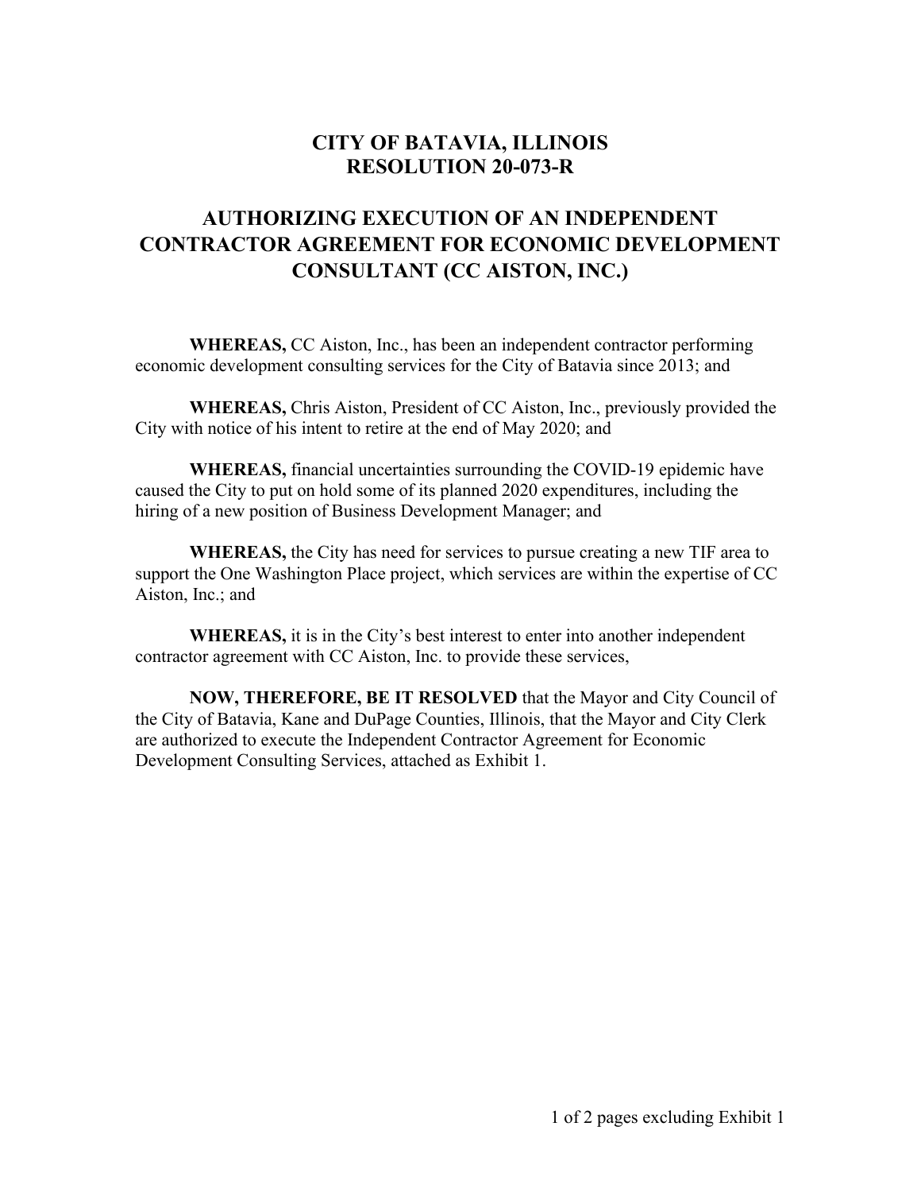# CITY OF BATAVIA, ILLINOIS
# RESOLUTION 20-073-R

## AUTHORIZING EXECUTION OF AN INDEPENDENT CONTRACTOR AGREEMENT FOR ECONOMIC DEVELOPMENT CONSULTANT (CC AISTON, INC.)

**WHEREAS,** CC Aiston, Inc., has been an independent contractor performing economic development consulting services for the City of Batavia since 2013; and

**WHEREAS,** Chris Aiston, President of CC Aiston, Inc., previously provided the City with notice of his intent to retire at the end of May 2020; and

**WHEREAS,** financial uncertainties surrounding the COVID-19 epidemic have caused the City to put on hold some of its planned 2020 expenditures, including the hiring of a new position of Business Development Manager; and

**WHEREAS,** the City has need for services to pursue creating a new TIF area to support the One Washington Place project, which services are within the expertise of CC Aiston, Inc.; and

**WHEREAS,** it is in the City's best interest to enter into another independent contractor agreement with CC Aiston, Inc. to provide these services,

**NOW, THEREFORE, BE IT RESOLVED** that the Mayor and City Council of the City of Batavia, Kane and DuPage Counties, Illinois, that the Mayor and City Clerk are authorized to execute the Independent Contractor Agreement for Economic Development Consulting Services, attached as Exhibit 1.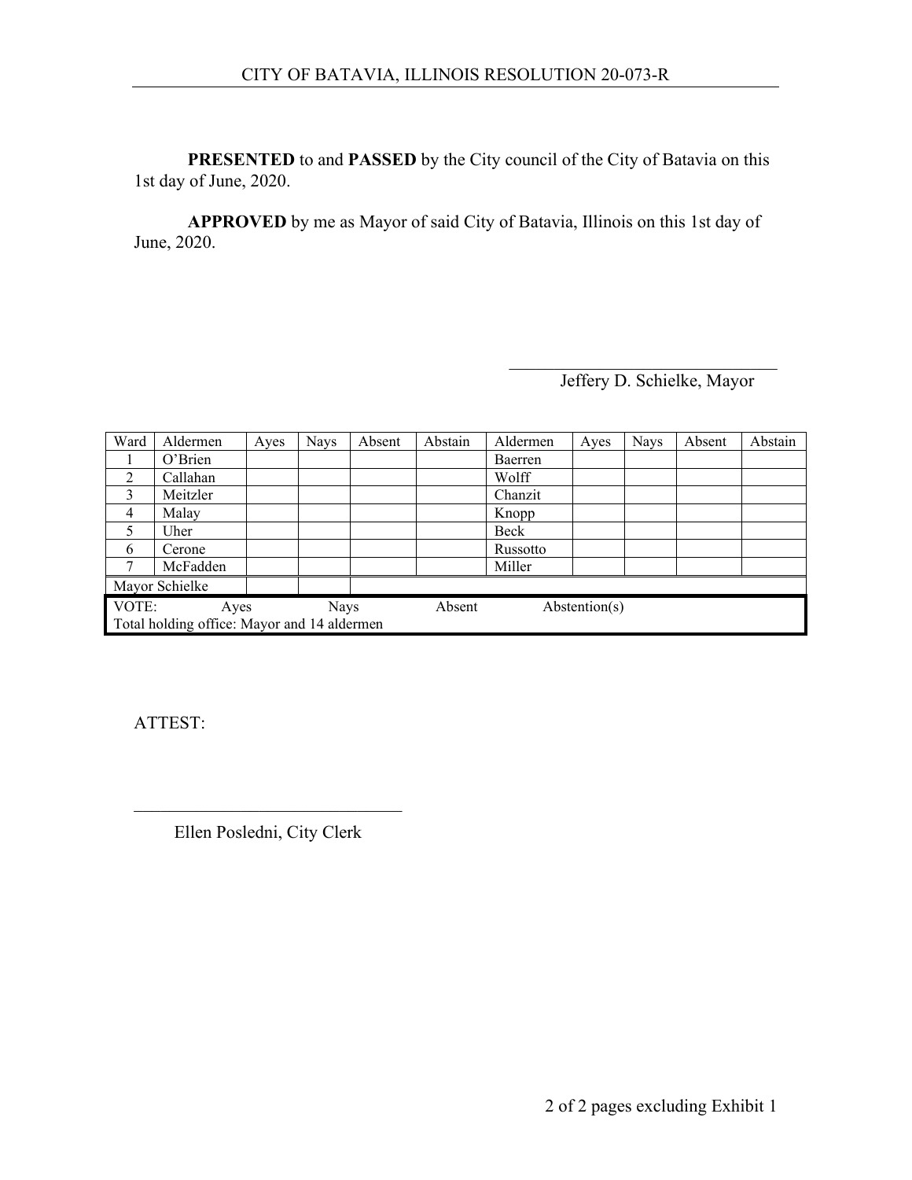**PRESENTED** to and **PASSED** by the City council of the City of Batavia on this 1st day of June, 2020.

**APPROVED** by me as Mayor of said City of Batavia, Illinois on this 1st day of June, 2020.

\_\_\_\_\_\_\_\_\_\_\_\_\_\_\_\_\_\_\_\_\_\_\_\_\_\_\_\_\_\_
Jeffery D. Schielke, Mayor

| Ward | Aldermen | Ayes | Nays | Absent | Abstain | Aldermen | Ayes | Nays | Absent | Abstain |
|---|---|---|---|---|---|---|---|---|---|---|
| 1 | O'Brien | | | | | Baerren | | | | |
| 2 | Callahan | | | | | Wolff | | | | |
| 3 | Meitzler | | | | | Chanzit | | | | |
| 4 | Malay | | | | | Knopp | | | | |
| 5 | Uher | | | | | Beck | | | | |
| 6 | Cerone | | | | | Russotto | | | | |
| 7 | McFadden | | | | | Miller | | | | |
| Mayor Schielke | | | | | | | | | | |
| VOTE: | Ayes | | Nays | | Absent | | Abstention(s) | | | |
| Total holding office: Mayor and 14 aldermen | | | | | | | | | | |

ATTEST:

\_\_\_\_\_\_\_\_\_\_\_\_\_\_\_\_\_\_\_\_\_\_\_\_\_\_\_\_\_\_
Ellen Posledni, City Clerk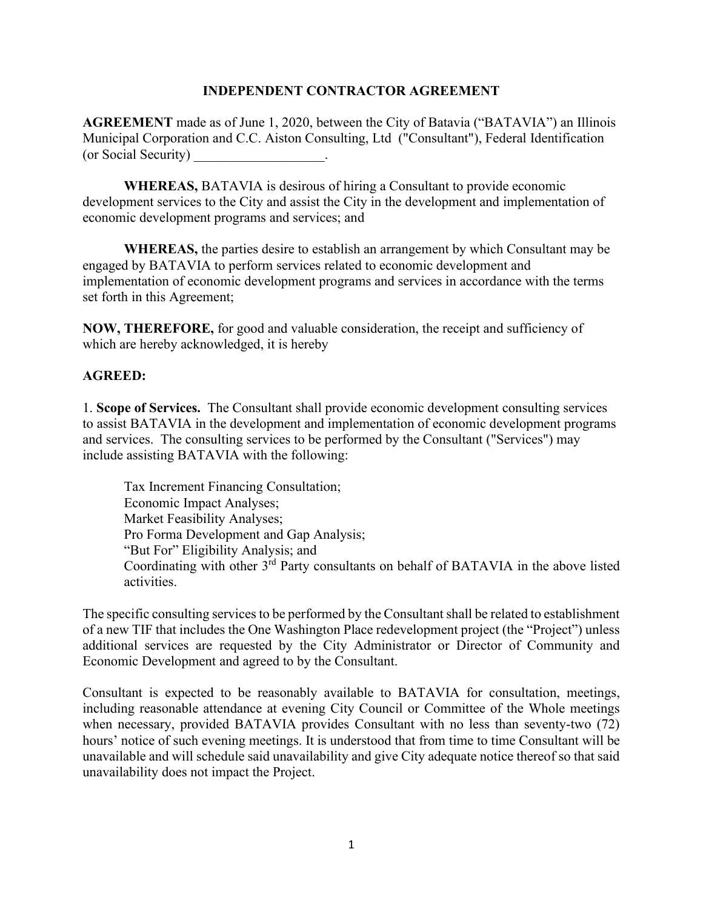# INDEPENDENT CONTRACTOR AGREEMENT

**AGREEMENT** made as of June 1, 2020, between the City of Batavia ("BATAVIA") an Illinois Municipal Corporation and C.C. Aiston Consulting, Ltd ("Consultant"), Federal Identification (or Social Security) ___________________.

**WHEREAS,** BATAVIA is desirous of hiring a Consultant to provide economic development services to the City and assist the City in the development and implementation of economic development programs and services; and

**WHEREAS,** the parties desire to establish an arrangement by which Consultant may be engaged by BATAVIA to perform services related to economic development and implementation of economic development programs and services in accordance with the terms set forth in this Agreement;

**NOW, THEREFORE,** for good and valuable consideration, the receipt and sufficiency of which are hereby acknowledged, it is hereby

**AGREED:**

1. **Scope of Services.** The Consultant shall provide economic development consulting services to assist BATAVIA in the development and implementation of economic development programs and services. The consulting services to be performed by the Consultant ("Services") may include assisting BATAVIA with the following:

   Tax Increment Financing Consultation;
   Economic Impact Analyses;
   Market Feasibility Analyses;
   Pro Forma Development and Gap Analysis;
   "But For" Eligibility Analysis; and
   Coordinating with other 3rd Party consultants on behalf of BATAVIA in the above listed activities.

The specific consulting services to be performed by the Consultant shall be related to establishment of a new TIF that includes the One Washington Place redevelopment project (the "Project") unless additional services are requested by the City Administrator or Director of Community and Economic Development and agreed to by the Consultant.

Consultant is expected to be reasonably available to BATAVIA for consultation, meetings, including reasonable attendance at evening City Council or Committee of the Whole meetings when necessary, provided BATAVIA provides Consultant with no less than seventy-two (72) hours' notice of such evening meetings. It is understood that from time to time Consultant will be unavailable and will schedule said unavailability and give City adequate notice thereof so that said unavailability does not impact the Project.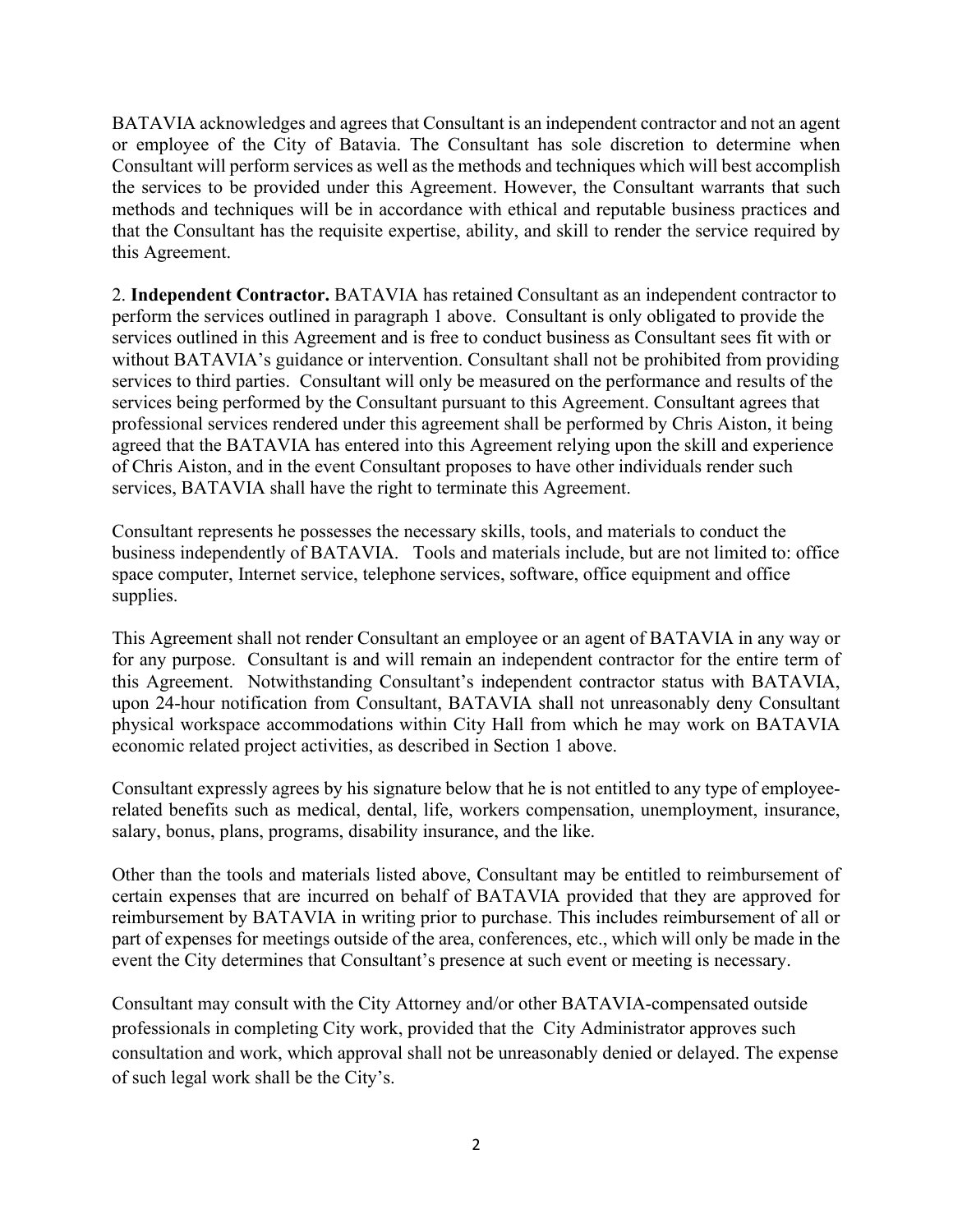BATAVIA acknowledges and agrees that Consultant is an independent contractor and not an agent or employee of the City of Batavia. The Consultant has sole discretion to determine when Consultant will perform services as well as the methods and techniques which will best accomplish the services to be provided under this Agreement. However, the Consultant warrants that such methods and techniques will be in accordance with ethical and reputable business practices and that the Consultant has the requisite expertise, ability, and skill to render the service required by this Agreement.

2. **Independent Contractor.** BATAVIA has retained Consultant as an independent contractor to perform the services outlined in paragraph 1 above. Consultant is only obligated to provide the services outlined in this Agreement and is free to conduct business as Consultant sees fit with or without BATAVIA's guidance or intervention. Consultant shall not be prohibited from providing services to third parties. Consultant will only be measured on the performance and results of the services being performed by the Consultant pursuant to this Agreement. Consultant agrees that professional services rendered under this agreement shall be performed by Chris Aiston, it being agreed that the BATAVIA has entered into this Agreement relying upon the skill and experience of Chris Aiston, and in the event Consultant proposes to have other individuals render such services, BATAVIA shall have the right to terminate this Agreement.

Consultant represents he possesses the necessary skills, tools, and materials to conduct the business independently of BATAVIA. Tools and materials include, but are not limited to: office space computer, Internet service, telephone services, software, office equipment and office supplies.

This Agreement shall not render Consultant an employee or an agent of BATAVIA in any way or for any purpose. Consultant is and will remain an independent contractor for the entire term of this Agreement. Notwithstanding Consultant's independent contractor status with BATAVIA, upon 24-hour notification from Consultant, BATAVIA shall not unreasonably deny Consultant physical workspace accommodations within City Hall from which he may work on BATAVIA economic related project activities, as described in Section 1 above.

Consultant expressly agrees by his signature below that he is not entitled to any type of employee-related benefits such as medical, dental, life, workers compensation, unemployment, insurance, salary, bonus, plans, programs, disability insurance, and the like.

Other than the tools and materials listed above, Consultant may be entitled to reimbursement of certain expenses that are incurred on behalf of BATAVIA provided that they are approved for reimbursement by BATAVIA in writing prior to purchase. This includes reimbursement of all or part of expenses for meetings outside of the area, conferences, etc., which will only be made in the event the City determines that Consultant's presence at such event or meeting is necessary.

Consultant may consult with the City Attorney and/or other BATAVIA-compensated outside professionals in completing City work, provided that the City Administrator approves such consultation and work, which approval shall not be unreasonably denied or delayed. The expense of such legal work shall be the City's.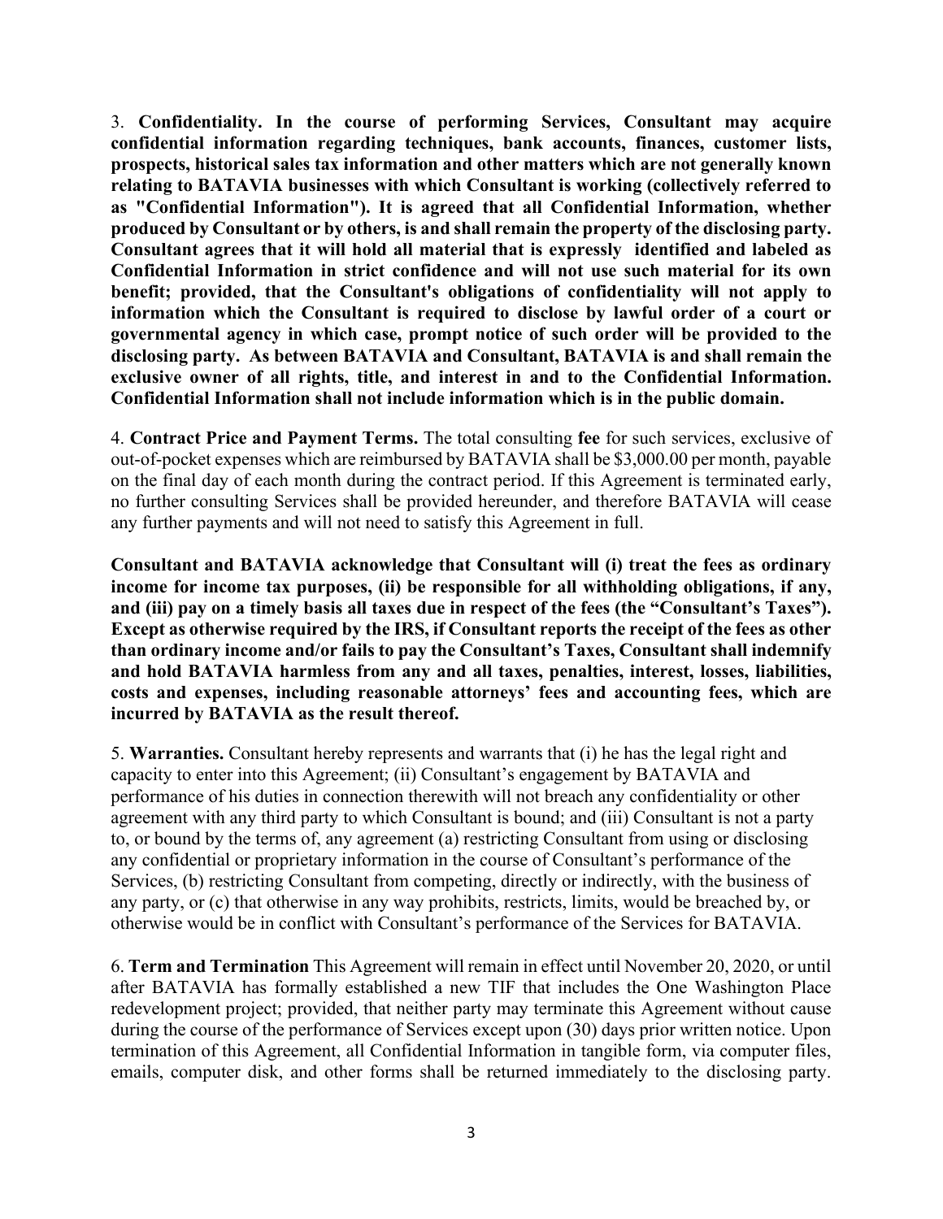3. **Confidentiality. In the course of performing Services, Consultant may acquire confidential information regarding techniques, bank accounts, finances, customer lists, prospects, historical sales tax information and other matters which are not generally known relating to BATAVIA businesses with which Consultant is working (collectively referred to as "Confidential Information"). It is agreed that all Confidential Information, whether produced by Consultant or by others, is and shall remain the property of the disclosing party. Consultant agrees that it will hold all material that is expressly identified and labeled as Confidential Information in strict confidence and will not use such material for its own benefit; provided, that the Consultant's obligations of confidentiality will not apply to information which the Consultant is required to disclose by lawful order of a court or governmental agency in which case, prompt notice of such order will be provided to the disclosing party. As between BATAVIA and Consultant, BATAVIA is and shall remain the exclusive owner of all rights, title, and interest in and to the Confidential Information. Confidential Information shall not include information which is in the public domain.**

4. **Contract Price and Payment Terms.** The total consulting **fee** for such services, exclusive of out-of-pocket expenses which are reimbursed by BATAVIA shall be $3,000.00 per month, payable on the final day of each month during the contract period. If this Agreement is terminated early, no further consulting Services shall be provided hereunder, and therefore BATAVIA will cease any further payments and will not need to satisfy this Agreement in full.

**Consultant and BATAVIA acknowledge that Consultant will (i) treat the fees as ordinary income for income tax purposes, (ii) be responsible for all withholding obligations, if any, and (iii) pay on a timely basis all taxes due in respect of the fees (the "Consultant's Taxes"). Except as otherwise required by the IRS, if Consultant reports the receipt of the fees as other than ordinary income and/or fails to pay the Consultant's Taxes, Consultant shall indemnify and hold BATAVIA harmless from any and all taxes, penalties, interest, losses, liabilities, costs and expenses, including reasonable attorneys' fees and accounting fees, which are incurred by BATAVIA as the result thereof.**

5. **Warranties.** Consultant hereby represents and warrants that (i) he has the legal right and capacity to enter into this Agreement; (ii) Consultant's engagement by BATAVIA and performance of his duties in connection therewith will not breach any confidentiality or other agreement with any third party to which Consultant is bound; and (iii) Consultant is not a party to, or bound by the terms of, any agreement (a) restricting Consultant from using or disclosing any confidential or proprietary information in the course of Consultant's performance of the Services, (b) restricting Consultant from competing, directly or indirectly, with the business of any party, or (c) that otherwise in any way prohibits, restricts, limits, would be breached by, or otherwise would be in conflict with Consultant's performance of the Services for BATAVIA.

6. **Term and Termination** This Agreement will remain in effect until November 20, 2020, or until after BATAVIA has formally established a new TIF that includes the One Washington Place redevelopment project; provided, that neither party may terminate this Agreement without cause during the course of the performance of Services except upon (30) days prior written notice. Upon termination of this Agreement, all Confidential Information in tangible form, via computer files, emails, computer disk, and other forms shall be returned immediately to the disclosing party.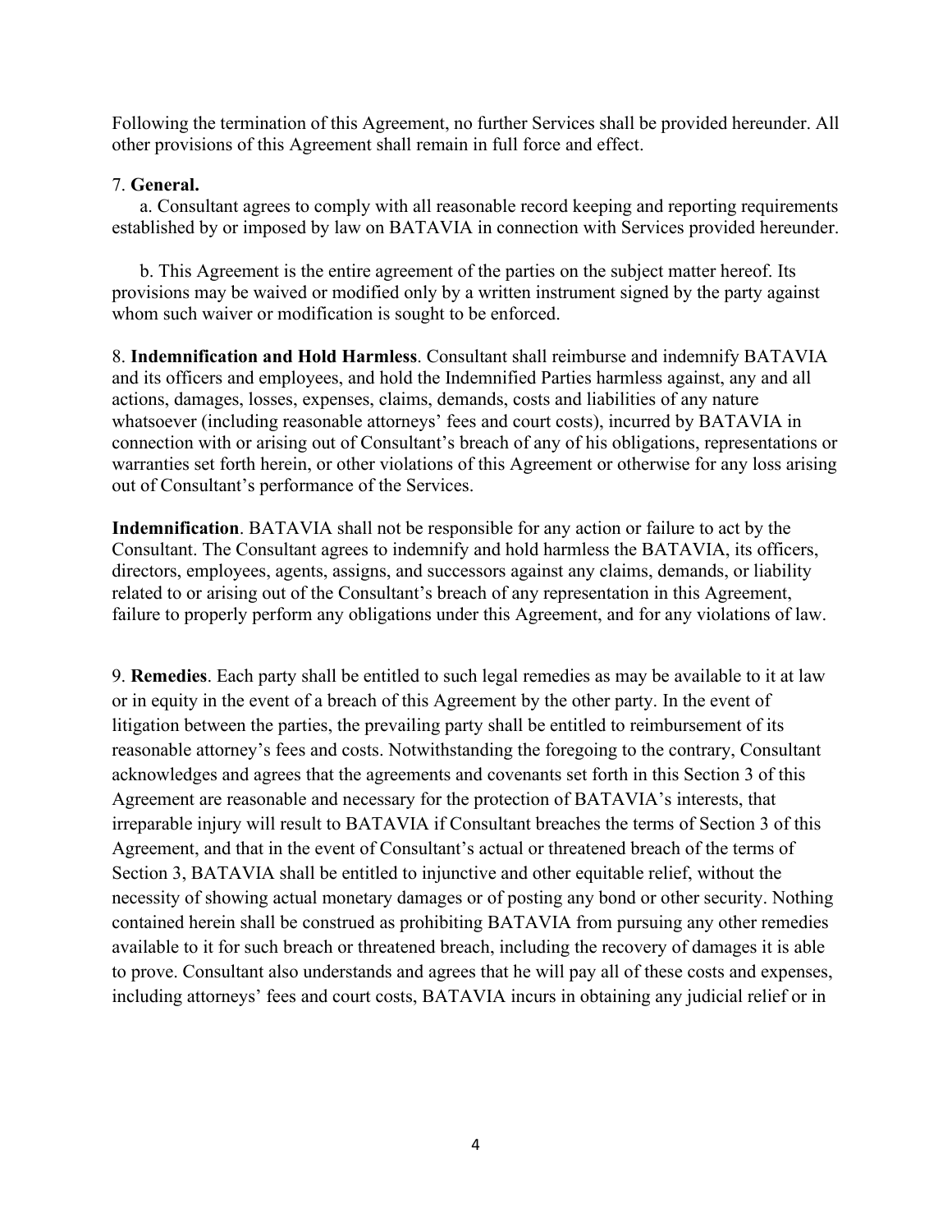Following the termination of this Agreement, no further Services shall be provided hereunder. All other provisions of this Agreement shall remain in full force and effect.

7. **General.**

a. Consultant agrees to comply with all reasonable record keeping and reporting requirements established by or imposed by law on BATAVIA in connection with Services provided hereunder.

b. This Agreement is the entire agreement of the parties on the subject matter hereof. Its provisions may be waived or modified only by a written instrument signed by the party against whom such waiver or modification is sought to be enforced.

8. **Indemnification and Hold Harmless**. Consultant shall reimburse and indemnify BATAVIA and its officers and employees, and hold the Indemnified Parties harmless against, any and all actions, damages, losses, expenses, claims, demands, costs and liabilities of any nature whatsoever (including reasonable attorneys' fees and court costs), incurred by BATAVIA in connection with or arising out of Consultant's breach of any of his obligations, representations or warranties set forth herein, or other violations of this Agreement or otherwise for any loss arising out of Consultant's performance of the Services.

**Indemnification**. BATAVIA shall not be responsible for any action or failure to act by the Consultant. The Consultant agrees to indemnify and hold harmless the BATAVIA, its officers, directors, employees, agents, assigns, and successors against any claims, demands, or liability related to or arising out of the Consultant's breach of any representation in this Agreement, failure to properly perform any obligations under this Agreement, and for any violations of law.

9. **Remedies**. Each party shall be entitled to such legal remedies as may be available to it at law or in equity in the event of a breach of this Agreement by the other party. In the event of litigation between the parties, the prevailing party shall be entitled to reimbursement of its reasonable attorney's fees and costs. Notwithstanding the foregoing to the contrary, Consultant acknowledges and agrees that the agreements and covenants set forth in this Section 3 of this Agreement are reasonable and necessary for the protection of BATAVIA's interests, that irreparable injury will result to BATAVIA if Consultant breaches the terms of Section 3 of this Agreement, and that in the event of Consultant's actual or threatened breach of the terms of Section 3, BATAVIA shall be entitled to injunctive and other equitable relief, without the necessity of showing actual monetary damages or of posting any bond or other security. Nothing contained herein shall be construed as prohibiting BATAVIA from pursuing any other remedies available to it for such breach or threatened breach, including the recovery of damages it is able to prove. Consultant also understands and agrees that he will pay all of these costs and expenses, including attorneys' fees and court costs, BATAVIA incurs in obtaining any judicial relief or in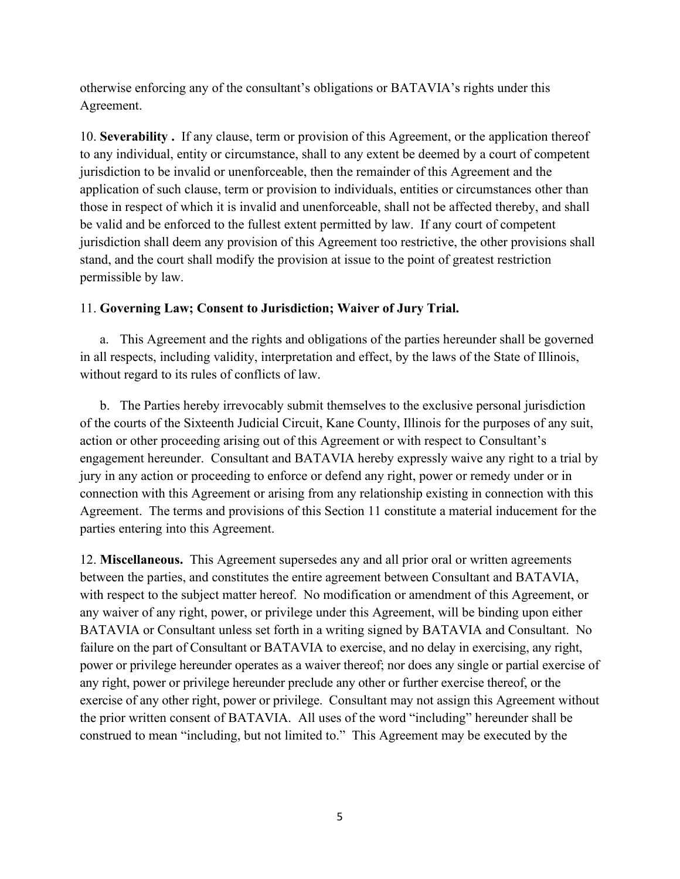otherwise enforcing any of the consultant's obligations or BATAVIA's rights under this Agreement.

10. **Severability .** If any clause, term or provision of this Agreement, or the application thereof to any individual, entity or circumstance, shall to any extent be deemed by a court of competent jurisdiction to be invalid or unenforceable, then the remainder of this Agreement and the application of such clause, term or provision to individuals, entities or circumstances other than those in respect of which it is invalid and unenforceable, shall not be affected thereby, and shall be valid and be enforced to the fullest extent permitted by law. If any court of competent jurisdiction shall deem any provision of this Agreement too restrictive, the other provisions shall stand, and the court shall modify the provision at issue to the point of greatest restriction permissible by law.

11. **Governing Law; Consent to Jurisdiction; Waiver of Jury Trial.**

a. This Agreement and the rights and obligations of the parties hereunder shall be governed in all respects, including validity, interpretation and effect, by the laws of the State of Illinois, without regard to its rules of conflicts of law.

b. The Parties hereby irrevocably submit themselves to the exclusive personal jurisdiction of the courts of the Sixteenth Judicial Circuit, Kane County, Illinois for the purposes of any suit, action or other proceeding arising out of this Agreement or with respect to Consultant's engagement hereunder. Consultant and BATAVIA hereby expressly waive any right to a trial by jury in any action or proceeding to enforce or defend any right, power or remedy under or in connection with this Agreement or arising from any relationship existing in connection with this Agreement. The terms and provisions of this Section 11 constitute a material inducement for the parties entering into this Agreement.

12. **Miscellaneous.** This Agreement supersedes any and all prior oral or written agreements between the parties, and constitutes the entire agreement between Consultant and BATAVIA, with respect to the subject matter hereof. No modification or amendment of this Agreement, or any waiver of any right, power, or privilege under this Agreement, will be binding upon either BATAVIA or Consultant unless set forth in a writing signed by BATAVIA and Consultant. No failure on the part of Consultant or BATAVIA to exercise, and no delay in exercising, any right, power or privilege hereunder operates as a waiver thereof; nor does any single or partial exercise of any right, power or privilege hereunder preclude any other or further exercise thereof, or the exercise of any other right, power or privilege. Consultant may not assign this Agreement without the prior written consent of BATAVIA. All uses of the word "including" hereunder shall be construed to mean "including, but not limited to." This Agreement may be executed by the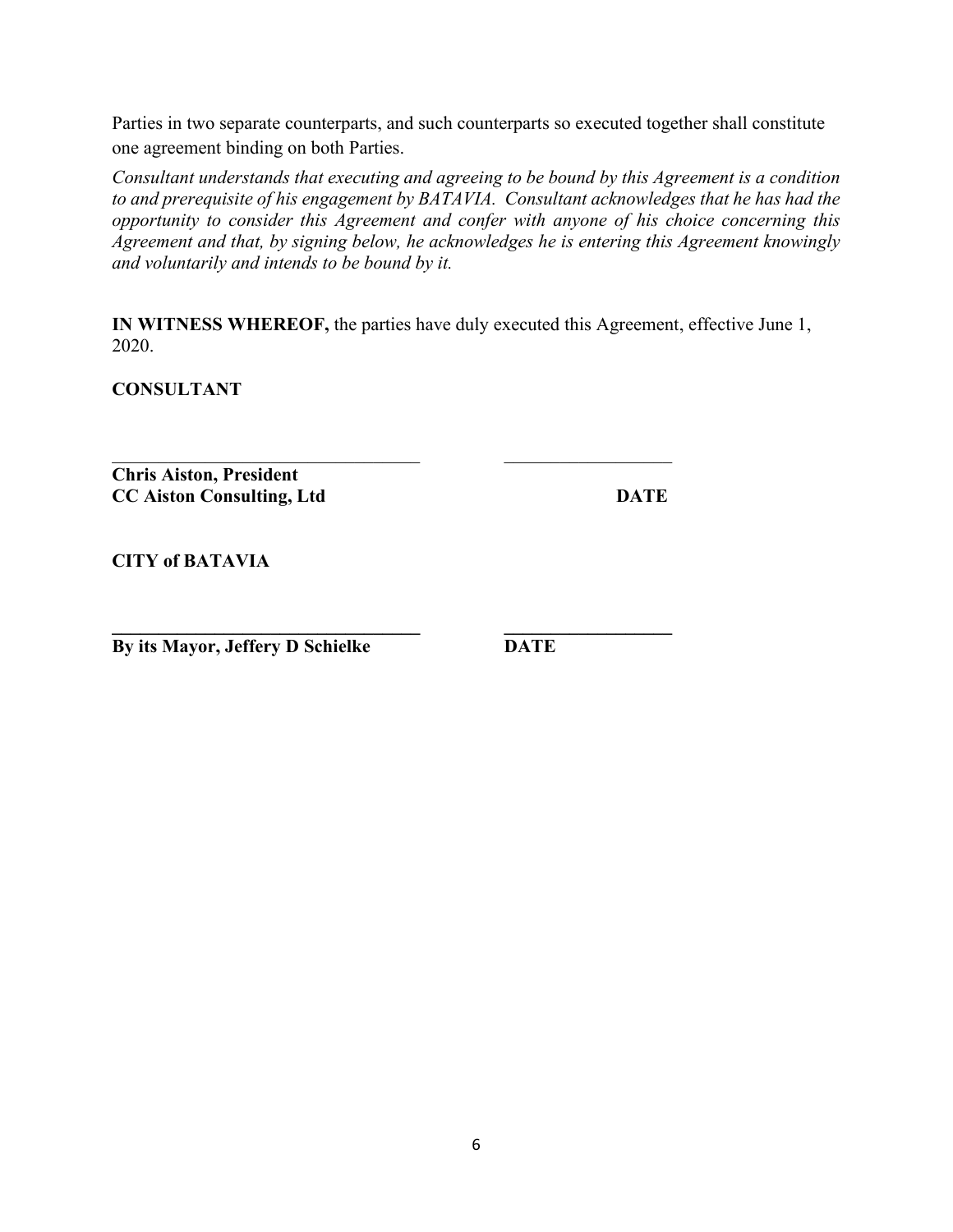Parties in two separate counterparts, and such counterparts so executed together shall constitute one agreement binding on both Parties.

*Consultant understands that executing and agreeing to be bound by this Agreement is a condition to and prerequisite of his engagement by BATAVIA. Consultant acknowledges that he has had the opportunity to consider this Agreement and confer with anyone of his choice concerning this Agreement and that, by signing below, he acknowledges he is entering this Agreement knowingly and voluntarily and intends to be bound by it.*

**IN WITNESS WHEREOF,** the parties have duly executed this Agreement, effective June 1, 2020.

**CONSULTANT**

\_\_\_\_\_\_\_\_\_\_\_\_\_\_\_\_\_\_\_\_\_\_\_\_\_\_\_\_\_\_\_\_\_\_ \_\_\_\_\_\_\_\_\_\_\_\_\_\_\_\_\_\_

**Chris Aiston, President**
**CC Aiston Consulting, Ltd** **DATE**

**CITY of BATAVIA**

\_\_\_\_\_\_\_\_\_\_\_\_\_\_\_\_\_\_\_\_\_\_\_\_\_\_\_\_\_\_\_\_\_\_ \_\_\_\_\_\_\_\_\_\_\_\_\_\_\_\_\_\_

**By its Mayor, Jeffery D Schielke** **DATE**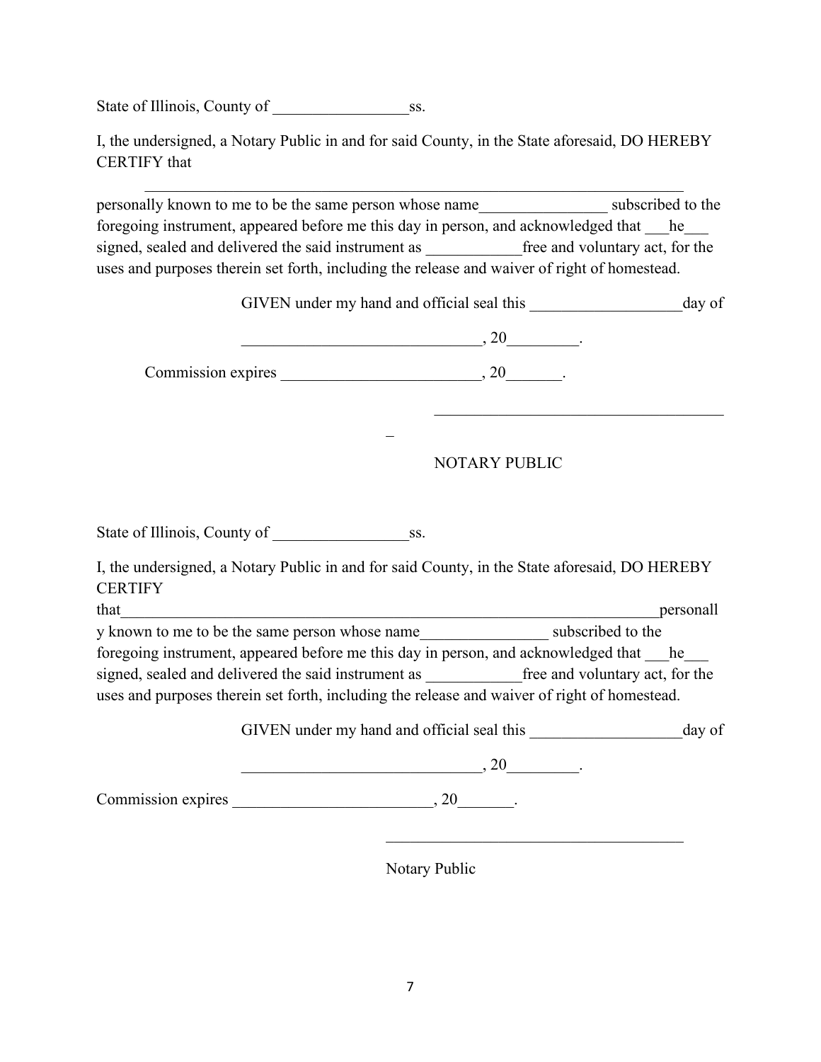State of Illinois, County of _________________ss.

I, the undersigned, a Notary Public in and for said County, in the State aforesaid, DO HEREBY CERTIFY that

______________________________________________________________________

personally known to me to be the same person whose name________________ subscribed to the foregoing instrument, appeared before me this day in person, and acknowledged that ___he___ signed, sealed and delivered the said instrument as ____________free and voluntary act, for the uses and purposes therein set forth, including the release and waiver of right of homestead.

GIVEN under my hand and official seal this ___________________day of

______________________________, 20_________.

Commission expires _________________________, 20_______.

______________________________________

NOTARY PUBLIC

State of Illinois, County of _________________ss.

I, the undersigned, a Notary Public in and for said County, in the State aforesaid, DO HEREBY CERTIFY that______________________________________________________________________personally known to me to be the same person whose name________________ subscribed to the foregoing instrument, appeared before me this day in person, and acknowledged that ___he___ signed, sealed and delivered the said instrument as ____________free and voluntary act, for the uses and purposes therein set forth, including the release and waiver of right of homestead.

GIVEN under my hand and official seal this ___________________day of

______________________________, 20_________.

Commission expires _________________________, 20_______.

______________________________________

Notary Public